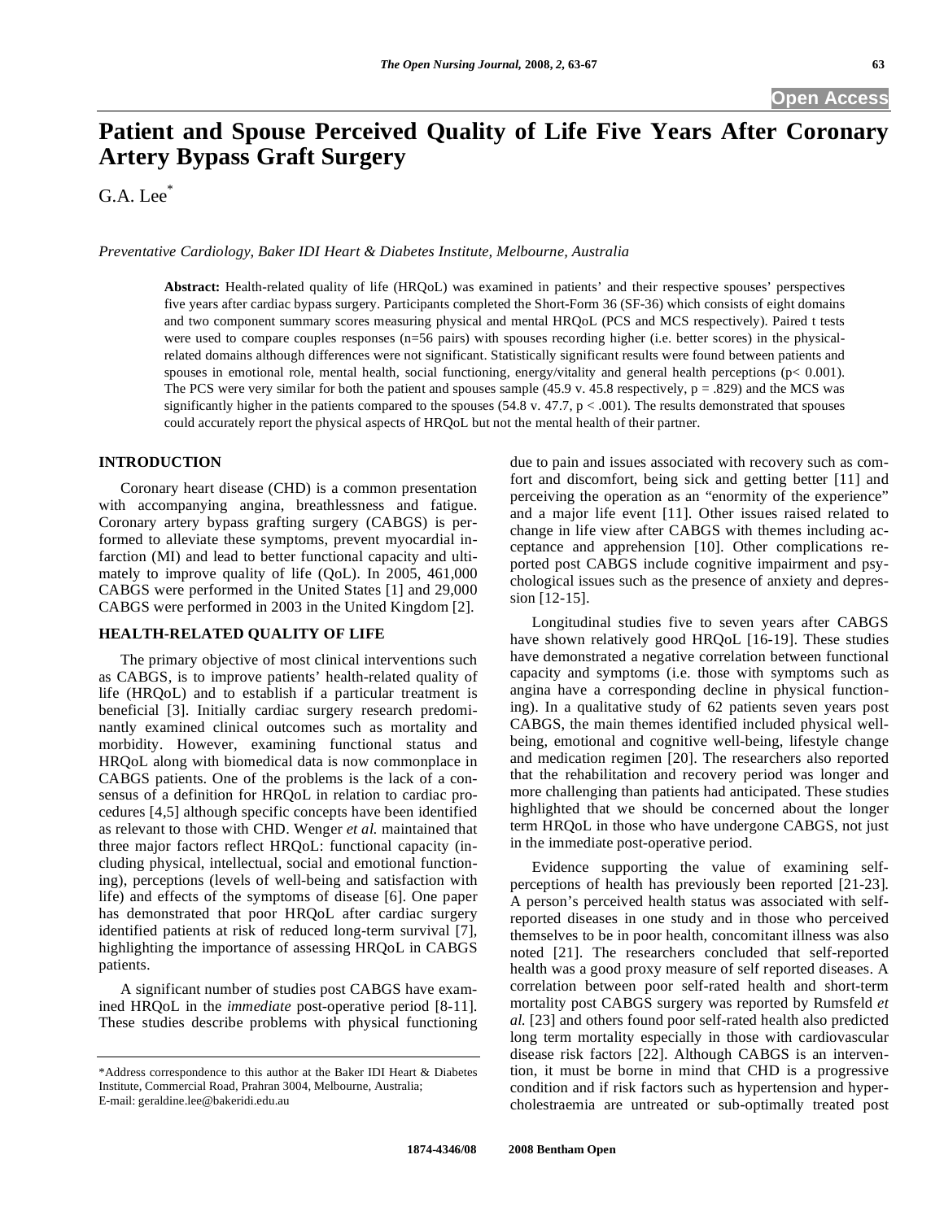# Patient and Spouse Perceived Quality of Life Five Years After Coronary Artery Bypass Graft Surgery

G.A. Lee*

*Preventative Cardiology, Baker IDI Heart & Diabetes Institute, Melbourne, Australia*

**Abstract:** Health-related quality of life (HRQoL) was examined in patients' and their respective spouses' perspectives five years after cardiac bypass surgery. Participants completed the Short-Form 36 (SF-36) which consists of eight domains and two component summary scores measuring physical and mental HRQoL (PCS and MCS respectively). Paired t tests were used to compare couples responses (n=56 pairs) with spouses recording higher (i.e. better scores) in the physical-related domains although differences were not significant. Statistically significant results were found between patients and spouses in emotional role, mental health, social functioning, energy/vitality and general health perceptions ($p< 0.001$). The PCS were very similar for both the patient and spouses sample (45.9 v. 45.8 respectively, $p = .829$) and the MCS was significantly higher in the patients compared to the spouses (54.8 v. 47.7, $p < .001$). The results demonstrated that spouses could accurately report the physical aspects of HRQoL but not the mental health of their partner.

## INTRODUCTION

Coronary heart disease (CHD) is a common presentation with accompanying angina, breathlessness and fatigue. Coronary artery bypass grafting surgery (CABGS) is performed to alleviate these symptoms, prevent myocardial infarction (MI) and lead to better functional capacity and ultimately to improve quality of life (QoL). In 2005, 461,000 CABGS were performed in the United States [1] and 29,000 CABGS were performed in 2003 in the United Kingdom [2].

## HEALTH-RELATED QUALITY OF LIFE

The primary objective of most clinical interventions such as CABGS, is to improve patients' health-related quality of life (HRQoL) and to establish if a particular treatment is beneficial [3]. Initially cardiac surgery research predominantly examined clinical outcomes such as mortality and morbidity. However, examining functional status and HRQoL along with biomedical data is now commonplace in CABGS patients. One of the problems is the lack of a consensus of a definition for HRQoL in relation to cardiac procedures [4,5] although specific concepts have been identified as relevant to those with CHD. Wenger *et al.* maintained that three major factors reflect HRQoL: functional capacity (including physical, intellectual, social and emotional functioning), perceptions (levels of well-being and satisfaction with life) and effects of the symptoms of disease [6]. One paper has demonstrated that poor HRQoL after cardiac surgery identified patients at risk of reduced long-term survival [7], highlighting the importance of assessing HRQoL in CABGS patients.

A significant number of studies post CABGS have examined HRQoL in the *immediate* post-operative period [8-11]. These studies describe problems with physical functioning due to pain and issues associated with recovery such as comfort and discomfort, being sick and getting better [11] and perceiving the operation as an "enormity of the experience" and a major life event [11]. Other issues raised related to change in life view after CABGS with themes including acceptance and apprehension [10]. Other complications reported post CABGS include cognitive impairment and psychological issues such as the presence of anxiety and depression [12-15].

Longitudinal studies five to seven years after CABGS have shown relatively good HRQoL [16-19]. These studies have demonstrated a negative correlation between functional capacity and symptoms (i.e. those with symptoms such as angina have a corresponding decline in physical functioning). In a qualitative study of 62 patients seven years post CABGS, the main themes identified included physical well-being, emotional and cognitive well-being, lifestyle change and medication regimen [20]. The researchers also reported that the rehabilitation and recovery period was longer and more challenging than patients had anticipated. These studies highlighted that we should be concerned about the longer term HRQoL in those who have undergone CABGS, not just in the immediate post-operative period.

Evidence supporting the value of examining self-perceptions of health has previously been reported [21-23]. A person's perceived health status was associated with self-reported diseases in one study and in those who perceived themselves to be in poor health, concomitant illness was also noted [21]. The researchers concluded that self-reported health was a good proxy measure of self reported diseases. A correlation between poor self-rated health and short-term mortality post CABGS surgery was reported by Rumsfeld *et al.* [23] and others found poor self-rated health also predicted long term mortality especially in those with cardiovascular disease risk factors [22]. Although CABGS is an intervention, it must be borne in mind that CHD is a progressive condition and if risk factors such as hypertension and hypercholestraemia are untreated or sub-optimally treated post

*Address correspondence to this author at the Baker IDI Heart & Diabetes Institute, Commercial Road, Prahran 3004, Melbourne, Australia; E-mail: geraldine.lee@bakeridi.edu.au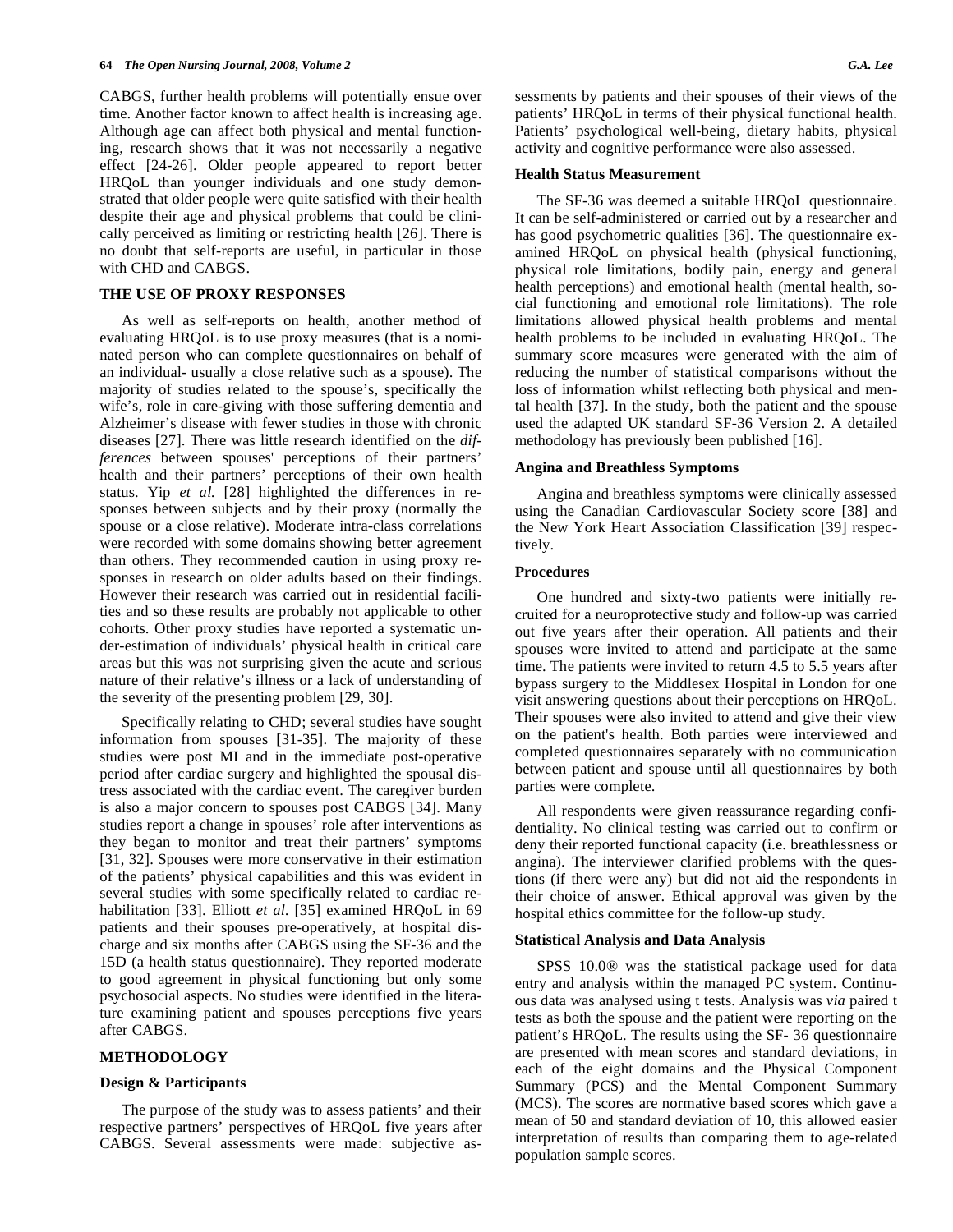CABGS, further health problems will potentially ensue over time. Another factor known to affect health is increasing age. Although age can affect both physical and mental functioning, research shows that it was not necessarily a negative effect [24-26]. Older people appeared to report better HRQoL than younger individuals and one study demonstrated that older people were quite satisfied with their health despite their age and physical problems that could be clinically perceived as limiting or restricting health [26]. There is no doubt that self-reports are useful, in particular in those with CHD and CABGS.

## THE USE OF PROXY RESPONSES

As well as self-reports on health, another method of evaluating HRQoL is to use proxy measures (that is a nominated person who can complete questionnaires on behalf of an individual- usually a close relative such as a spouse). The majority of studies related to the spouse's, specifically the wife's, role in care-giving with those suffering dementia and Alzheimer's disease with fewer studies in those with chronic diseases [27]. There was little research identified on the *differences* between spouses' perceptions of their partners' health and their partners' perceptions of their own health status. Yip *et al.* [28] highlighted the differences in responses between subjects and by their proxy (normally the spouse or a close relative). Moderate intra-class correlations were recorded with some domains showing better agreement than others. They recommended caution in using proxy responses in research on older adults based on their findings. However their research was carried out in residential facilities and so these results are probably not applicable to other cohorts. Other proxy studies have reported a systematic under-estimation of individuals' physical health in critical care areas but this was not surprising given the acute and serious nature of their relative's illness or a lack of understanding of the severity of the presenting problem [29, 30].

Specifically relating to CHD; several studies have sought information from spouses [31-35]. The majority of these studies were post MI and in the immediate post-operative period after cardiac surgery and highlighted the spousal distress associated with the cardiac event. The caregiver burden is also a major concern to spouses post CABGS [34]. Many studies report a change in spouses' role after interventions as they began to monitor and treat their partners' symptoms [31, 32]. Spouses were more conservative in their estimation of the patients' physical capabilities and this was evident in several studies with some specifically related to cardiac rehabilitation [33]. Elliott *et al.* [35] examined HRQoL in 69 patients and their spouses pre-operatively, at hospital discharge and six months after CABGS using the SF-36 and the 15D (a health status questionnaire). They reported moderate to good agreement in physical functioning but only some psychosocial aspects. No studies were identified in the literature examining patient and spouses perceptions five years after CABGS.

## METHODOLOGY

### Design & Participants

The purpose of the study was to assess patients' and their respective partners' perspectives of HRQoL five years after CABGS. Several assessments were made: subjective assessments by patients and their spouses of their views of the patients' HRQoL in terms of their physical functional health. Patients' psychological well-being, dietary habits, physical activity and cognitive performance were also assessed.

### Health Status Measurement

The SF-36 was deemed a suitable HRQoL questionnaire. It can be self-administered or carried out by a researcher and has good psychometric qualities [36]. The questionnaire examined HRQoL on physical health (physical functioning, physical role limitations, bodily pain, energy and general health perceptions) and emotional health (mental health, social functioning and emotional role limitations). The role limitations allowed physical health problems and mental health problems to be included in evaluating HRQoL. The summary score measures were generated with the aim of reducing the number of statistical comparisons without the loss of information whilst reflecting both physical and mental health [37]. In the study, both the patient and the spouse used the adapted UK standard SF-36 Version 2. A detailed methodology has previously been published [16].

### Angina and Breathless Symptoms

Angina and breathless symptoms were clinically assessed using the Canadian Cardiovascular Society score [38] and the New York Heart Association Classification [39] respectively.

### Procedures

One hundred and sixty-two patients were initially recruited for a neuroprotective study and follow-up was carried out five years after their operation. All patients and their spouses were invited to attend and participate at the same time. The patients were invited to return 4.5 to 5.5 years after bypass surgery to the Middlesex Hospital in London for one visit answering questions about their perceptions on HRQoL. Their spouses were also invited to attend and give their view on the patient's health. Both parties were interviewed and completed questionnaires separately with no communication between patient and spouse until all questionnaires by both parties were complete.

All respondents were given reassurance regarding confidentiality. No clinical testing was carried out to confirm or deny their reported functional capacity (i.e. breathlessness or angina). The interviewer clarified problems with the questions (if there were any) but did not aid the respondents in their choice of answer. Ethical approval was given by the hospital ethics committee for the follow-up study.

### Statistical Analysis and Data Analysis

SPSS 10.0® was the statistical package used for data entry and analysis within the managed PC system. Continuous data was analysed using t tests. Analysis was *via* paired t tests as both the spouse and the patient were reporting on the patient's HRQoL. The results using the SF- 36 questionnaire are presented with mean scores and standard deviations, in each of the eight domains and the Physical Component Summary (PCS) and the Mental Component Summary (MCS). The scores are normative based scores which gave a mean of 50 and standard deviation of 10, this allowed easier interpretation of results than comparing them to age-related population sample scores.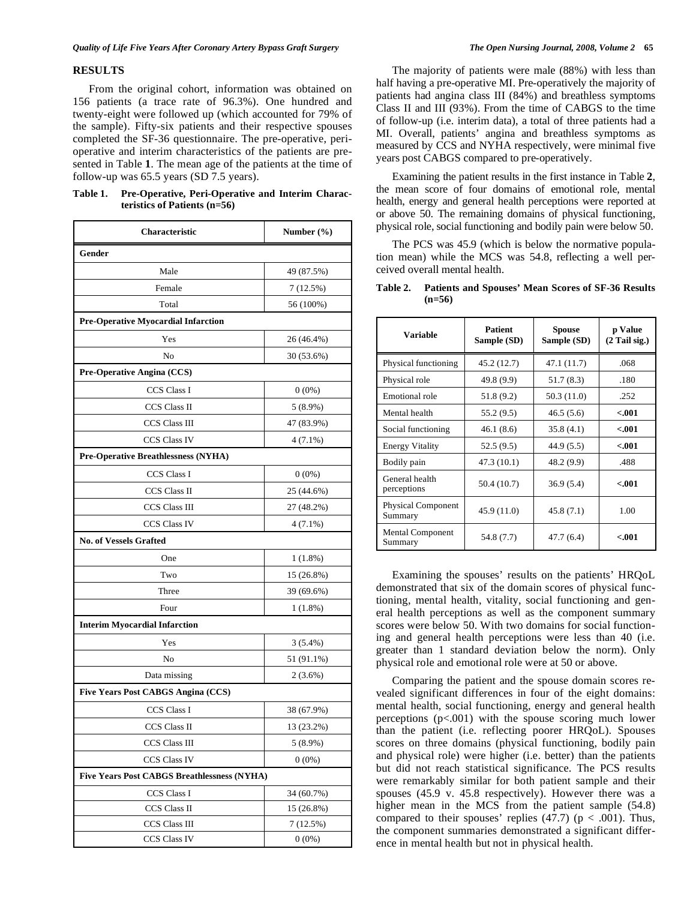## RESULTS

From the original cohort, information was obtained on 156 patients (a trace rate of 96.3%). One hundred and twenty-eight were followed up (which accounted for 79% of the sample). Fifty-six patients and their respective spouses completed the SF-36 questionnaire. The pre-operative, peri-operative and interim characteristics of the patients are presented in Table **1**. The mean age of the patients at the time of follow-up was 65.5 years (SD 7.5 years).

**Table 1. Pre-Operative, Peri-Operative and Interim Characteristics of Patients (n=56)**

| Characteristic | Number (%) |
|---|---|
| **Gender** | |
| Male | 49 (87.5%) |
| Female | 7 (12.5%) |
| Total | 56 (100%) |
| **Pre-Operative Myocardial Infarction** | |
| Yes | 26 (46.4%) |
| No | 30 (53.6%) |
| **Pre-Operative Angina (CCS)** | |
| CCS Class I | 0 (0%) |
| CCS Class II | 5 (8.9%) |
| CCS Class III | 47 (83.9%) |
| CCS Class IV | 4 (7.1%) |
| **Pre-Operative Breathlessness (NYHA)** | |
| CCS Class I | 0 (0%) |
| CCS Class II | 25 (44.6%) |
| CCS Class III | 27 (48.2%) |
| CCS Class IV | 4 (7.1%) |
| **No. of Vessels Grafted** | |
| One | 1 (1.8%) |
| Two | 15 (26.8%) |
| Three | 39 (69.6%) |
| Four | 1 (1.8%) |
| **Interim Myocardial Infarction** | |
| Yes | 3 (5.4%) |
| No | 51 (91.1%) |
| Data missing | 2 (3.6%) |
| **Five Years Post CABGS Angina (CCS)** | |
| CCS Class I | 38 (67.9%) |
| CCS Class II | 13 (23.2%) |
| CCS Class III | 5 (8.9%) |
| CCS Class IV | 0 (0%) |
| **Five Years Post CABGS Breathlessness (NYHA)** | |
| CCS Class I | 34 (60.7%) |
| CCS Class II | 15 (26.8%) |
| CCS Class III | 7 (12.5%) |
| CCS Class IV | 0 (0%) |

The majority of patients were male (88%) with less than half having a pre-operative MI. Pre-operatively the majority of patients had angina class III (84%) and breathless symptoms Class II and III (93%). From the time of CABGS to the time of follow-up (i.e. interim data), a total of three patients had a MI. Overall, patients' angina and breathless symptoms as measured by CCS and NYHA respectively, were minimal five years post CABGS compared to pre-operatively.

Examining the patient results in the first instance in Table **2**, the mean score of four domains of emotional role, mental health, energy and general health perceptions were reported at or above 50. The remaining domains of physical functioning, physical role, social functioning and bodily pain were below 50.

The PCS was 45.9 (which is below the normative population mean) while the MCS was 54.8, reflecting a well perceived overall mental health.

**Table 2. Patients and Spouses' Mean Scores of SF-36 Results (n=56)**

| Variable | Patient Sample (SD) | Spouse Sample (SD) | p Value (2 Tail sig.) |
|---|---|---|---|
| Physical functioning | 45.2 (12.7) | 47.1 (11.7) | .068 |
| Physical role | 49.8 (9.9) | 51.7 (8.3) | .180 |
| Emotional role | 51.8 (9.2) | 50.3 (11.0) | .252 |
| Mental health | 55.2 (9.5) | 46.5 (5.6) | **<.001** |
| Social functioning | 46.1 (8.6) | 35.8 (4.1) | **<.001** |
| Energy Vitality | 52.5 (9.5) | 44.9 (5.5) | **<.001** |
| Bodily pain | 47.3 (10.1) | 48.2 (9.9) | .488 |
| General health perceptions | 50.4 (10.7) | 36.9 (5.4) | **<.001** |
| Physical Component Summary | 45.9 (11.0) | 45.8 (7.1) | 1.00 |
| Mental Component Summary | 54.8 (7.7) | 47.7 (6.4) | **<.001** |

Examining the spouses' results on the patients' HRQoL demonstrated that six of the domain scores of physical functioning, mental health, vitality, social functioning and general health perceptions as well as the component summary scores were below 50. With two domains for social functioning and general health perceptions were less than 40 (i.e. greater than 1 standard deviation below the norm). Only physical role and emotional role were at 50 or above.

Comparing the patient and the spouse domain scores revealed significant differences in four of the eight domains: mental health, social functioning, energy and general health perceptions ($p<.001$) with the spouse scoring much lower than the patient (i.e. reflecting poorer HRQoL). Spouses scores on three domains (physical functioning, bodily pain and physical role) were higher (i.e. better) than the patients but did not reach statistical significance. The PCS results were remarkably similar for both patient sample and their spouses (45.9 v. 45.8 respectively). However there was a higher mean in the MCS from the patient sample (54.8) compared to their spouses' replies (47.7) ($p < .001$). Thus, the component summaries demonstrated a significant difference in mental health but not in physical health.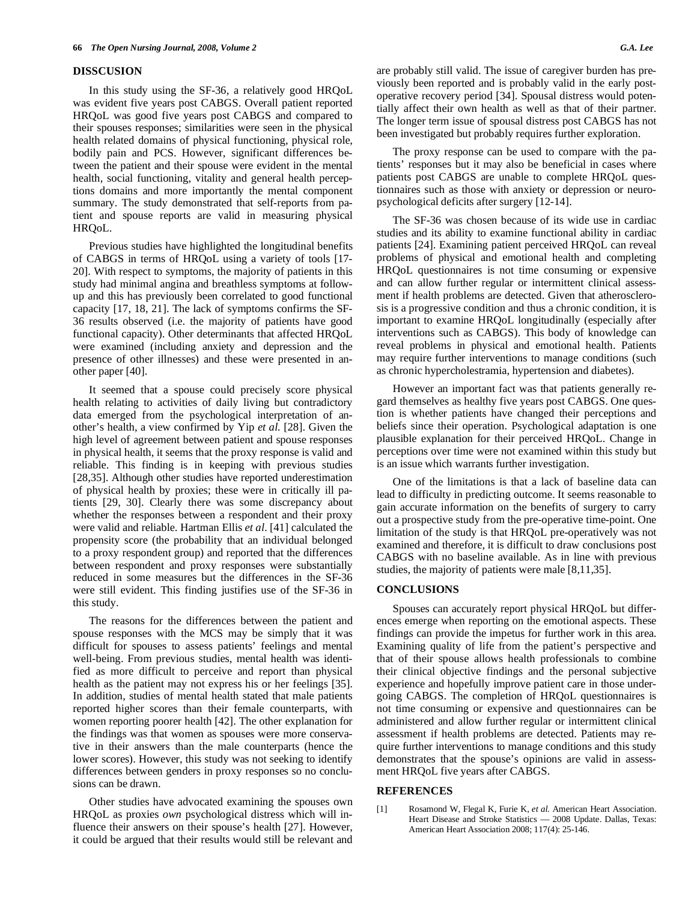## DISSCUSION

In this study using the SF-36, a relatively good HRQoL was evident five years post CABGS. Overall patient reported HRQoL was good five years post CABGS and compared to their spouses responses; similarities were seen in the physical health related domains of physical functioning, physical role, bodily pain and PCS. However, significant differences between the patient and their spouse were evident in the mental health, social functioning, vitality and general health perceptions domains and more importantly the mental component summary. The study demonstrated that self-reports from patient and spouse reports are valid in measuring physical HRQoL.

Previous studies have highlighted the longitudinal benefits of CABGS in terms of HRQoL using a variety of tools [17-20]. With respect to symptoms, the majority of patients in this study had minimal angina and breathless symptoms at follow-up and this has previously been correlated to good functional capacity [17, 18, 21]. The lack of symptoms confirms the SF-36 results observed (i.e. the majority of patients have good functional capacity). Other determinants that affected HRQoL were examined (including anxiety and depression and the presence of other illnesses) and these were presented in another paper [40].

It seemed that a spouse could precisely score physical health relating to activities of daily living but contradictory data emerged from the psychological interpretation of another's health, a view confirmed by Yip *et al.* [28]. Given the high level of agreement between patient and spouse responses in physical health, it seems that the proxy response is valid and reliable. This finding is in keeping with previous studies [28,35]. Although other studies have reported underestimation of physical health by proxies; these were in critically ill patients [29, 30]. Clearly there was some discrepancy about whether the responses between a respondent and their proxy were valid and reliable. Hartman Ellis *et al*. [41] calculated the propensity score (the probability that an individual belonged to a proxy respondent group) and reported that the differences between respondent and proxy responses were substantially reduced in some measures but the differences in the SF-36 were still evident. This finding justifies use of the SF-36 in this study.

The reasons for the differences between the patient and spouse responses with the MCS may be simply that it was difficult for spouses to assess patients' feelings and mental well-being. From previous studies, mental health was identified as more difficult to perceive and report than physical health as the patient may not express his or her feelings [35]. In addition, studies of mental health stated that male patients reported higher scores than their female counterparts, with women reporting poorer health [42]. The other explanation for the findings was that women as spouses were more conservative in their answers than the male counterparts (hence the lower scores). However, this study was not seeking to identify differences between genders in proxy responses so no conclusions can be drawn.

Other studies have advocated examining the spouses own HRQoL as proxies *own* psychological distress which will influence their answers on their spouse's health [27]. However, it could be argued that their results would still be relevant and are probably still valid. The issue of caregiver burden has previously been reported and is probably valid in the early post-operative recovery period [34]. Spousal distress would potentially affect their own health as well as that of their partner. The longer term issue of spousal distress post CABGS has not been investigated but probably requires further exploration.

The proxy response can be used to compare with the patients' responses but it may also be beneficial in cases where patients post CABGS are unable to complete HRQoL questionnaires such as those with anxiety or depression or neuropsychological deficits after surgery [12-14].

The SF-36 was chosen because of its wide use in cardiac studies and its ability to examine functional ability in cardiac patients [24]. Examining patient perceived HRQoL can reveal problems of physical and emotional health and completing HRQoL questionnaires is not time consuming or expensive and can allow further regular or intermittent clinical assessment if health problems are detected. Given that atherosclerosis is a progressive condition and thus a chronic condition, it is important to examine HRQoL longitudinally (especially after interventions such as CABGS). This body of knowledge can reveal problems in physical and emotional health. Patients may require further interventions to manage conditions (such as chronic hypercholestramia, hypertension and diabetes).

However an important fact was that patients generally regard themselves as healthy five years post CABGS. One question is whether patients have changed their perceptions and beliefs since their operation. Psychological adaptation is one plausible explanation for their perceived HRQoL. Change in perceptions over time were not examined within this study but is an issue which warrants further investigation.

One of the limitations is that a lack of baseline data can lead to difficulty in predicting outcome. It seems reasonable to gain accurate information on the benefits of surgery to carry out a prospective study from the pre-operative time-point. One limitation of the study is that HRQoL pre-operatively was not examined and therefore, it is difficult to draw conclusions post CABGS with no baseline available. As in line with previous studies, the majority of patients were male [8,11,35].

## CONCLUSIONS

Spouses can accurately report physical HRQoL but differences emerge when reporting on the emotional aspects. These findings can provide the impetus for further work in this area. Examining quality of life from the patient's perspective and that of their spouse allows health professionals to combine their clinical objective findings and the personal subjective experience and hopefully improve patient care in those undergoing CABGS. The completion of HRQoL questionnaires is not time consuming or expensive and questionnaires can be administered and allow further regular or intermittent clinical assessment if health problems are detected. Patients may require further interventions to manage conditions and this study demonstrates that the spouse's opinions are valid in assessment HRQoL five years after CABGS.

## REFERENCES

[1] Rosamond W, Flegal K, Furie K, *et al.* American Heart Association. Heart Disease and Stroke Statistics — 2008 Update. Dallas, Texas: American Heart Association 2008; 117(4): 25-146.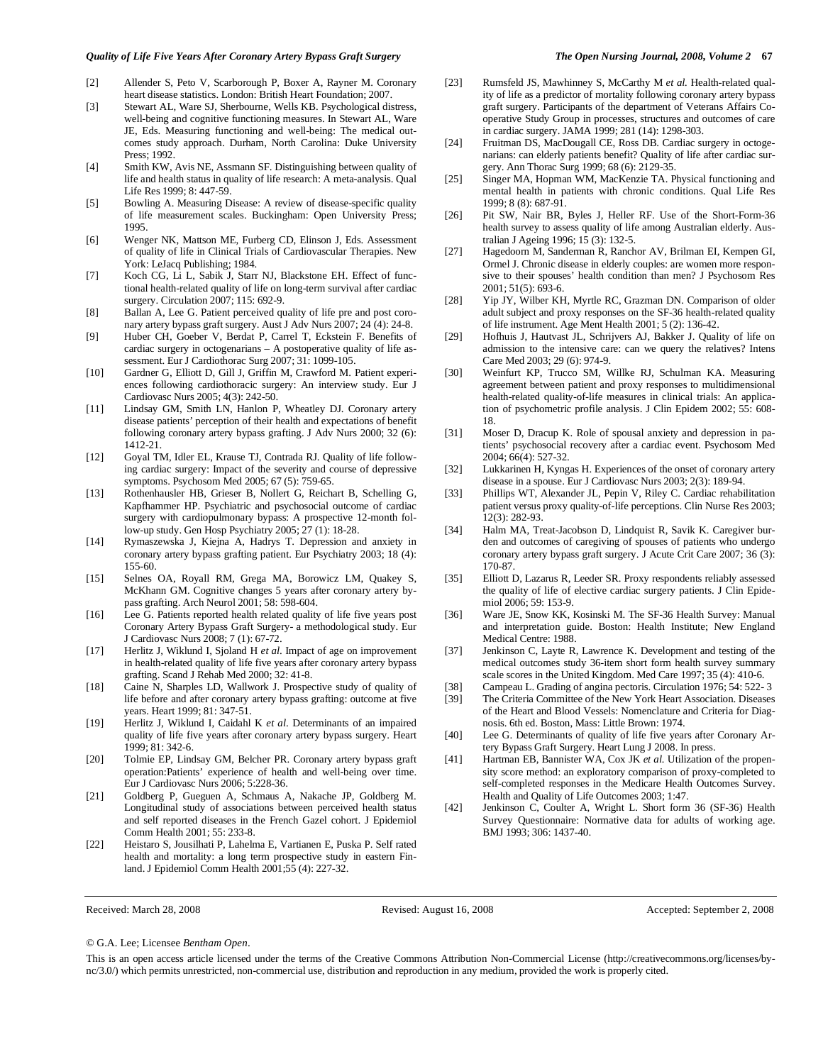[2] Allender S, Peto V, Scarborough P, Boxer A, Rayner M. Coronary heart disease statistics. London: British Heart Foundation; 2007.

[3] Stewart AL, Ware SJ, Sherbourne, Wells KB. Psychological distress, well-being and cognitive functioning measures. In Stewart AL, Ware JE, Eds. Measuring functioning and well-being: The medical outcomes study approach. Durham, North Carolina: Duke University Press; 1992.

[4] Smith KW, Avis NE, Assmann SF. Distinguishing between quality of life and health status in quality of life research: A meta-analysis. Qual Life Res 1999; 8: 447-59.

[5] Bowling A. Measuring Disease: A review of disease-specific quality of life measurement scales. Buckingham: Open University Press; 1995.

[6] Wenger NK, Mattson ME, Furberg CD, Elinson J, Eds. Assessment of quality of life in Clinical Trials of Cardiovascular Therapies. New York: LeJacq Publishing; 1984.

[7] Koch CG, Li L, Sabik J, Starr NJ, Blackstone EH. Effect of functional health-related quality of life on long-term survival after cardiac surgery. Circulation 2007; 115: 692-9.

[8] Ballan A, Lee G. Patient perceived quality of life pre and post coronary artery bypass graft surgery. Aust J Adv Nurs 2007; 24 (4): 24-8.

[9] Huber CH, Goeber V, Berdat P, Carrel T, Eckstein F. Benefits of cardiac surgery in octogenarians – A postoperative quality of life assessment. Eur J Cardiothorac Surg 2007; 31: 1099-105.

[10] Gardner G, Elliott D, Gill J, Griffin M, Crawford M. Patient experiences following cardiothoracic surgery: An interview study. Eur J Cardiovasc Nurs 2005; 4(3): 242-50.

[11] Lindsay GM, Smith LN, Hanlon P, Wheatley DJ. Coronary artery disease patients' perception of their health and expectations of benefit following coronary artery bypass grafting. J Adv Nurs 2000; 32 (6): 1412-21.

[12] Goyal TM, Idler EL, Krause TJ, Contrada RJ. Quality of life following cardiac surgery: Impact of the severity and course of depressive symptoms. Psychosom Med 2005; 67 (5): 759-65.

[13] Rothenhausler HB, Grieser B, Nollert G, Reichart B, Schelling G, Kapfhammer HP. Psychiatric and psychosocial outcome of cardiac surgery with cardiopulmonary bypass: A prospective 12-month follow-up study. Gen Hosp Psychiatry 2005; 27 (1): 18-28.

[14] Rymaszewska J, Kiejna A, Hadrys T. Depression and anxiety in coronary artery bypass grafting patient. Eur Psychiatry 2003; 18 (4): 155-60.

[15] Selnes OA, Royall RM, Grega MA, Borowicz LM, Quakey S, McKhann GM. Cognitive changes 5 years after coronary artery bypass grafting. Arch Neurol 2001; 58: 598-604.

[16] Lee G. Patients reported health related quality of life five years post Coronary Artery Bypass Graft Surgery- a methodological study. Eur J Cardiovasc Nurs 2008; 7 (1): 67-72.

[17] Herlitz J, Wiklund I, Sjoland H *et al.* Impact of age on improvement in health-related quality of life five years after coronary artery bypass grafting. Scand J Rehab Med 2000; 32: 41-8.

[18] Caine N, Sharples LD, Wallwork J. Prospective study of quality of life before and after coronary artery bypass grafting: outcome at five years. Heart 1999; 81: 347-51.

[19] Herlitz J, Wiklund I, Caidahl K *et al.* Determinants of an impaired quality of life five years after coronary artery bypass surgery. Heart 1999; 81: 342-6.

[20] Tolmie EP, Lindsay GM, Belcher PR. Coronary artery bypass graft operation:Patients' experience of health and well-being over time. Eur J Cardiovasc Nurs 2006; 5:228-36.

[21] Goldberg P, Gueguen A, Schmaus A, Nakache JP, Goldberg M. Longitudinal study of associations between perceived health status and self reported diseases in the French Gazel cohort. J Epidemiol Comm Health 2001; 55: 233-8.

[22] Heistaro S, Jousilhati P, Lahelma E, Vartianen E, Puska P. Self rated health and mortality: a long term prospective study in eastern Finland. J Epidemiol Comm Health 2001;55 (4): 227-32.

[23] Rumsfeld JS, Mawhinney S, McCarthy M *et al.* Health-related quality of life as a predictor of mortality following coronary artery bypass graft surgery. Participants of the department of Veterans Affairs Cooperative Study Group in processes, structures and outcomes of care in cardiac surgery. JAMA 1999; 281 (14): 1298-303.

[24] Fruitman DS, MacDougall CE, Ross DB. Cardiac surgery in octogenarians: can elderly patients benefit? Quality of life after cardiac surgery. Ann Thorac Surg 1999; 68 (6): 2129-35.

[25] Singer MA, Hopman WM, MacKenzie TA. Physical functioning and mental health in patients with chronic conditions. Qual Life Res 1999; 8 (8): 687-91.

[26] Pit SW, Nair BR, Byles J, Heller RF. Use of the Short-Form-36 health survey to assess quality of life among Australian elderly. Australian J Ageing 1996; 15 (3): 132-5.

[27] Hagedoorn M, Sanderman R, Ranchor AV, Brilman EI, Kempen GI, Ormel J. Chronic disease in elderly couples: are women more responsive to their spouses' health condition than men? J Psychosom Res 2001; 51(5): 693-6.

[28] Yip JY, Wilber KH, Myrtle RC, Grazman DN. Comparison of older adult subject and proxy responses on the SF-36 health-related quality of life instrument. Age Ment Health 2001; 5 (2): 136-42.

[29] Hofhuis J, Hautvast JL, Schrijvers AJ, Bakker J. Quality of life on admission to the intensive care: can we query the relatives? Intens Care Med 2003; 29 (6): 974-9.

[30] Weinfurt KP, Trucco SM, Willke RJ, Schulman KA. Measuring agreement between patient and proxy responses to multidimensional health-related quality-of-life measures in clinical trials: An application of psychometric profile analysis. J Clin Epidem 2002; 55: 608-18.

[31] Moser D, Dracup K. Role of spousal anxiety and depression in patients' psychosocial recovery after a cardiac event. Psychosom Med 2004; 66(4): 527-32.

[32] Lukkarinen H, Kyngas H. Experiences of the onset of coronary artery disease in a spouse. Eur J Cardiovasc Nurs 2003; 2(3): 189-94.

[33] Phillips WT, Alexander JL, Pepin V, Riley C. Cardiac rehabilitation patient versus proxy quality-of-life perceptions. Clin Nurse Res 2003; 12(3): 282-93.

[34] Halm MA, Treat-Jacobson D, Lindquist R, Savik K. Caregiver burden and outcomes of caregiving of spouses of patients who undergo coronary artery bypass graft surgery. J Acute Crit Care 2007; 36 (3): 170-87.

[35] Elliott D, Lazarus R, Leeder SR. Proxy respondents reliably assessed the quality of life of elective cardiac surgery patients. J Clin Epidemiol 2006; 59: 153-9.

[36] Ware JE, Snow KK, Kosinski M. The SF-36 Health Survey: Manual and interpretation guide. Boston: Health Institute; New England Medical Centre: 1988.

[37] Jenkinson C, Layte R, Lawrence K. Development and testing of the medical outcomes study 36-item short form health survey summary scale scores in the United Kingdom. Med Care 1997; 35 (4): 410-6.

[38] Campeau L. Grading of angina pectoris. Circulation 1976; 54: 522- 3

[39] The Criteria Committee of the New York Heart Association. Diseases of the Heart and Blood Vessels: Nomenclature and Criteria for Diagnosis. 6th ed. Boston, Mass: Little Brown: 1974.

[40] Lee G. Determinants of quality of life five years after Coronary Artery Bypass Graft Surgery. Heart Lung J 2008. In press.

[41] Hartman EB, Bannister WA, Cox JK *et al.* Utilization of the propensity score method: an exploratory comparison of proxy-completed to self-completed responses in the Medicare Health Outcomes Survey. Health and Quality of Life Outcomes 2003; 1:47.

[42] Jenkinson C, Coulter A, Wright L. Short form 36 (SF-36) Health Survey Questionnaire: Normative data for adults of working age. BMJ 1993; 306: 1437-40.

Received: March 28, 2008 Revised: August 16, 2008 Accepted: September 2, 2008

© G.A. Lee; Licensee *Bentham Open*.

This is an open access article licensed under the terms of the Creative Commons Attribution Non-Commercial License (http://creativecommons.org/licenses/by-nc/3.0/) which permits unrestricted, non-commercial use, distribution and reproduction in any medium, provided the work is properly cited.